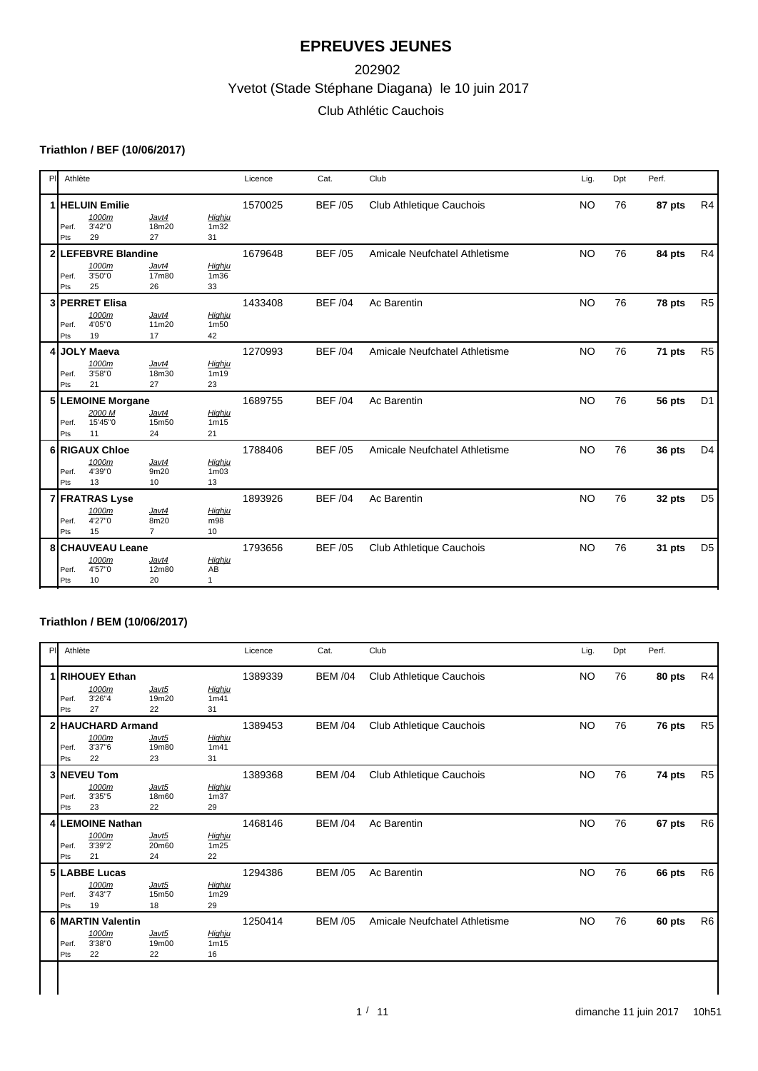# EPREUVES JEUNES

202902

Yvetot (Stade Stéphane Diagana) le 10 juin 2017

Club Athlétic Cauchois

### Triathlon / BEF (10/06/2017)

| Pl | Athlète | Licence | Cat. | Club | Lig. | Dpt | Perf. | |
|---|---|---|---|---|---|---|---|---|
| 1 | **HELUIN Emilie**<br>*1000m* Perf. 3'42"0 Pts 29<br>*Javt4* Perf. 18m20 Pts 27<br>*Highju* Perf. 1m32 Pts 31 | 1570025 | BEF /05 | Club Athletique Cauchois | NO | 76 | **87 pts** | R4 |
| 2 | **LEFEBVRE Blandine**<br>*1000m* Perf. 3'50"0 Pts 25<br>*Javt4* Perf. 17m80 Pts 26<br>*Highju* Perf. 1m36 Pts 33 | 1679648 | BEF /05 | Amicale Neufchatel Athletisme | NO | 76 | **84 pts** | R4 |
| 3 | **PERRET Elisa**<br>*1000m* Perf. 4'05"0 Pts 19<br>*Javt4* Perf. 11m20 Pts 17<br>*Highju* Perf. 1m50 Pts 42 | 1433408 | BEF /04 | Ac Barentin | NO | 76 | **78 pts** | R5 |
| 4 | **JOLY Maeva**<br>*1000m* Perf. 3'58"0 Pts 21<br>*Javt4* Perf. 18m30 Pts 27<br>*Highju* Perf. 1m19 Pts 23 | 1270993 | BEF /04 | Amicale Neufchatel Athletisme | NO | 76 | **71 pts** | R5 |
| 5 | **LEMOINE Morgane**<br>*2000 M* Perf. 15'45"0 Pts 11<br>*Javt4* Perf. 15m50 Pts 24<br>*Highju* Perf. 1m15 Pts 21 | 1689755 | BEF /04 | Ac Barentin | NO | 76 | **56 pts** | D1 |
| 6 | **RIGAUX Chloe**<br>*1000m* Perf. 4'39"0 Pts 13<br>*Javt4* Perf. 9m20 Pts 10<br>*Highju* Perf. 1m03 Pts 13 | 1788406 | BEF /05 | Amicale Neufchatel Athletisme | NO | 76 | **36 pts** | D4 |
| 7 | **FRATRAS Lyse**<br>*1000m* Perf. 4'27"0 Pts 15<br>*Javt4* Perf. 8m20 Pts 7<br>*Highju* Perf. m98 Pts 10 | 1893926 | BEF /04 | Ac Barentin | NO | 76 | **32 pts** | D5 |
| 8 | **CHAUVEAU Leane**<br>*1000m* Perf. 4'57"0 Pts 10<br>*Javt4* Perf. 12m80 Pts 20<br>*Highju* Perf. AB Pts 1 | 1793656 | BEF /05 | Club Athletique Cauchois | NO | 76 | **31 pts** | D5 |

### Triathlon / BEM (10/06/2017)

| Pl | Athlète | Licence | Cat. | Club | Lig. | Dpt | Perf. | |
|---|---|---|---|---|---|---|---|---|
| 1 | **RIHOUEY Ethan**<br>*1000m* Perf. 3'26"4 Pts 27<br>*Javt5* Perf. 19m20 Pts 22<br>*Highju* Perf. 1m41 Pts 31 | 1389339 | BEM /04 | Club Athletique Cauchois | NO | 76 | **80 pts** | R4 |
| 2 | **HAUCHARD Armand**<br>*1000m* Perf. 3'37"6 Pts 22<br>*Javt5* Perf. 19m80 Pts 23<br>*Highju* Perf. 1m41 Pts 31 | 1389453 | BEM /04 | Club Athletique Cauchois | NO | 76 | **76 pts** | R5 |
| 3 | **NEVEU Tom**<br>*1000m* Perf. 3'35"5 Pts 23<br>*Javt5* Perf. 18m60 Pts 22<br>*Highju* Perf. 1m37 Pts 29 | 1389368 | BEM /04 | Club Athletique Cauchois | NO | 76 | **74 pts** | R5 |
| 4 | **LEMOINE Nathan**<br>*1000m* Perf. 3'39"2 Pts 21<br>*Javt5* Perf. 20m60 Pts 24<br>*Highju* Perf. 1m25 Pts 22 | 1468146 | BEM /04 | Ac Barentin | NO | 76 | **67 pts** | R6 |
| 5 | **LABBE Lucas**<br>*1000m* Perf. 3'43"7 Pts 19<br>*Javt5* Perf. 15m50 Pts 18<br>*Highju* Perf. 1m29 Pts 29 | 1294386 | BEM /05 | Ac Barentin | NO | 76 | **66 pts** | R6 |
| 6 | **MARTIN Valentin**<br>*1000m* Perf. 3'38"0 Pts 22<br>*Javt5* Perf. 19m00 Pts 22<br>*Highju* Perf. 1m15 Pts 16 | 1250414 | BEM /05 | Amicale Neufchatel Athletisme | NO | 76 | **60 pts** | R6 |

dimanche 11 juin 2017 10h51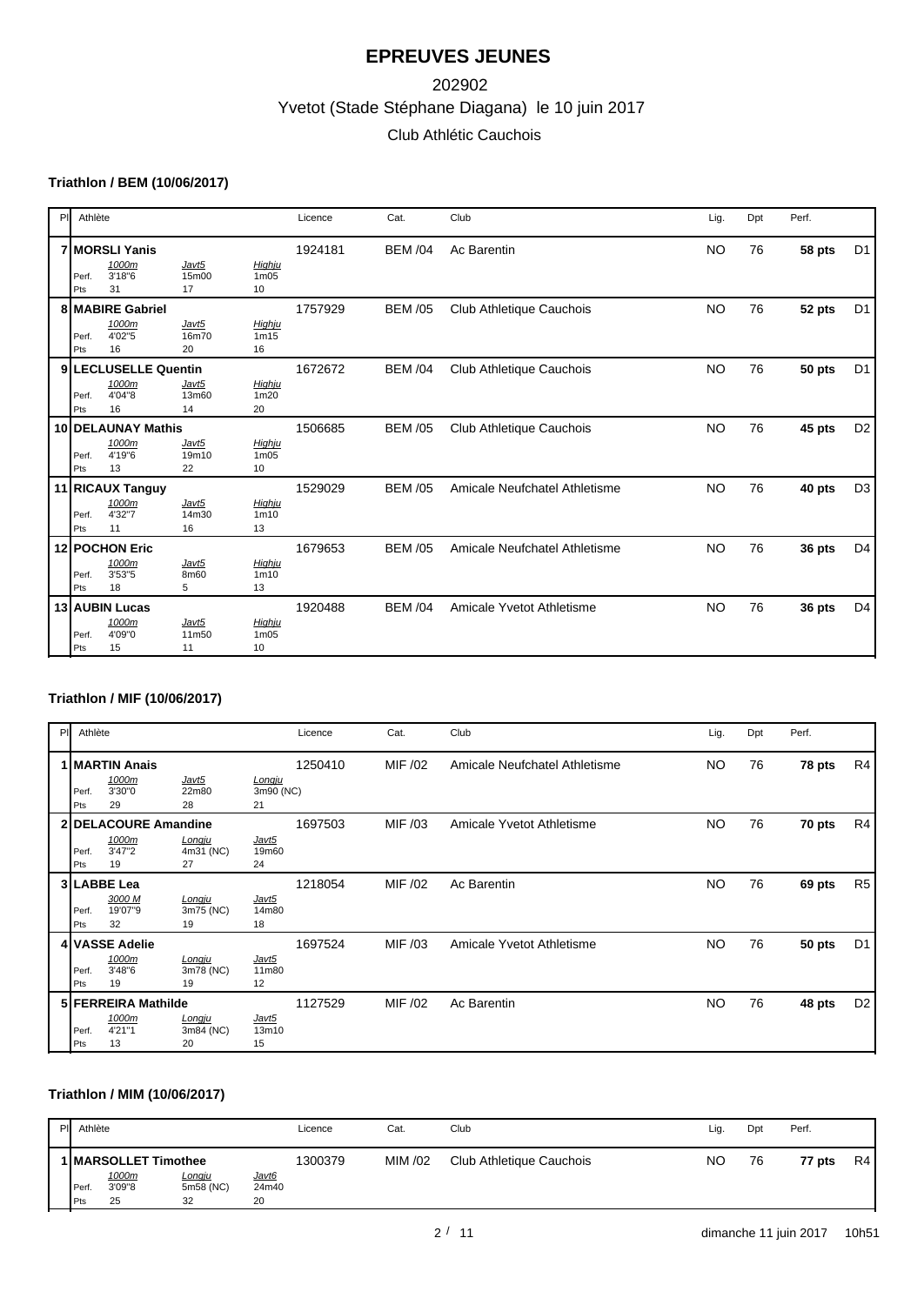# EPREUVES JEUNES

202902

Yvetot (Stade Stéphane Diagana) le 10 juin 2017

Club Athlétic Cauchois

### Triathlon / BEM (10/06/2017)

| Pl | Athlète | | | | Licence | Cat. | Club | Lig. | Dpt | Perf. | |
|---|---|---|---|---|---|---|---|---|---|---|---|
| 7 | **MORSLI Yanis** | | | | 1924181 | BEM /04 | Ac Barentin | NO | 76 | **58 pts** | D1 |
| | | *1000m* | *Javt5* | *Highju* | | | | | | | |
| | Perf. | 3'18"6 | 15m00 | 1m05 | | | | | | | |
| | Pts | 31 | 17 | 10 | | | | | | | |
| 8 | **MABIRE Gabriel** | | | | 1757929 | BEM /05 | Club Athletique Cauchois | NO | 76 | **52 pts** | D1 |
| | | *1000m* | *Javt5* | *Highju* | | | | | | | |
| | Perf. | 4'02"5 | 16m70 | 1m15 | | | | | | | |
| | Pts | 16 | 20 | 16 | | | | | | | |
| 9 | **LECLUSELLE Quentin** | | | | 1672672 | BEM /04 | Club Athletique Cauchois | NO | 76 | **50 pts** | D1 |
| | | *1000m* | *Javt5* | *Highju* | | | | | | | |
| | Perf. | 4'04"8 | 13m60 | 1m20 | | | | | | | |
| | Pts | 16 | 14 | 20 | | | | | | | |
| 10 | **DELAUNAY Mathis** | | | | 1506685 | BEM /05 | Club Athletique Cauchois | NO | 76 | **45 pts** | D2 |
| | | *1000m* | *Javt5* | *Highju* | | | | | | | |
| | Perf. | 4'19"6 | 19m10 | 1m05 | | | | | | | |
| | Pts | 13 | 22 | 10 | | | | | | | |
| 11 | **RICAUX Tanguy** | | | | 1529029 | BEM /05 | Amicale Neufchatel Athletisme | NO | 76 | **40 pts** | D3 |
| | | *1000m* | *Javt5* | *Highju* | | | | | | | |
| | Perf. | 4'32"7 | 14m30 | 1m10 | | | | | | | |
| | Pts | 11 | 16 | 13 | | | | | | | |
| 12 | **POCHON Eric** | | | | 1679653 | BEM /05 | Amicale Neufchatel Athletisme | NO | 76 | **36 pts** | D4 |
| | | *1000m* | *Javt5* | *Highju* | | | | | | | |
| | Perf. | 3'53"5 | 8m60 | 1m10 | | | | | | | |
| | Pts | 18 | 5 | 13 | | | | | | | |
| 13 | **AUBIN Lucas** | | | | 1920488 | BEM /04 | Amicale Yvetot Athletisme | NO | 76 | **36 pts** | D4 |
| | | *1000m* | *Javt5* | *Highju* | | | | | | | |
| | Perf. | 4'09"0 | 11m50 | 1m05 | | | | | | | |
| | Pts | 15 | 11 | 10 | | | | | | | |

### Triathlon / MIF (10/06/2017)

| Pl | Athlète | | | | Licence | Cat. | Club | Lig. | Dpt | Perf. | |
|---|---|---|---|---|---|---|---|---|---|---|---|
| 1 | **MARTIN Anais** | | | | 1250410 | MIF /02 | Amicale Neufchatel Athletisme | NO | 76 | **78 pts** | R4 |
| | | *1000m* | *Javt5* | *Longju* | | | | | | | |
| | Perf. | 3'30"0 | 22m80 | 3m90 (NC) | | | | | | | |
| | Pts | 29 | 28 | 21 | | | | | | | |
| 2 | **DELACOURE Amandine** | | | | 1697503 | MIF /03 | Amicale Yvetot Athletisme | NO | 76 | **70 pts** | R4 |
| | | *1000m* | *Longju* | *Javt5* | | | | | | | |
| | Perf. | 3'47"2 | 4m31 (NC) | 19m60 | | | | | | | |
| | Pts | 19 | 27 | 24 | | | | | | | |
| 3 | **LABBE Lea** | | | | 1218054 | MIF /02 | Ac Barentin | NO | 76 | **69 pts** | R5 |
| | | *3000 M* | *Longju* | *Javt5* | | | | | | | |
| | Perf. | 19'07"9 | 3m75 (NC) | 14m80 | | | | | | | |
| | Pts | 32 | 19 | 18 | | | | | | | |
| 4 | **VASSE Adelie** | | | | 1697524 | MIF /03 | Amicale Yvetot Athletisme | NO | 76 | **50 pts** | D1 |
| | | *1000m* | *Longju* | *Javt5* | | | | | | | |
| | Perf. | 3'48"6 | 3m78 (NC) | 11m80 | | | | | | | |
| | Pts | 19 | 19 | 12 | | | | | | | |
| 5 | **FERREIRA Mathilde** | | | | 1127529 | MIF /02 | Ac Barentin | NO | 76 | **48 pts** | D2 |
| | | *1000m* | *Longju* | *Javt5* | | | | | | | |
| | Perf. | 4'21"1 | 3m84 (NC) | 13m10 | | | | | | | |
| | Pts | 13 | 20 | 15 | | | | | | | |

### Triathlon / MIM (10/06/2017)

| Pl | Athlète | | | | Licence | Cat. | Club | Lig. | Dpt | Perf. | |
|---|---|---|---|---|---|---|---|---|---|---|---|
| 1 | **MARSOLLET Timothee** | | | | 1300379 | MIM /02 | Club Athletique Cauchois | NO | 76 | **77 pts** | R4 |
| | | *1000m* | *Longju* | *Javt6* | | | | | | | |
| | Perf. | 3'09"8 | 5m58 (NC) | 24m40 | | | | | | | |
| | Pts | 25 | 32 | 20 | | | | | | | |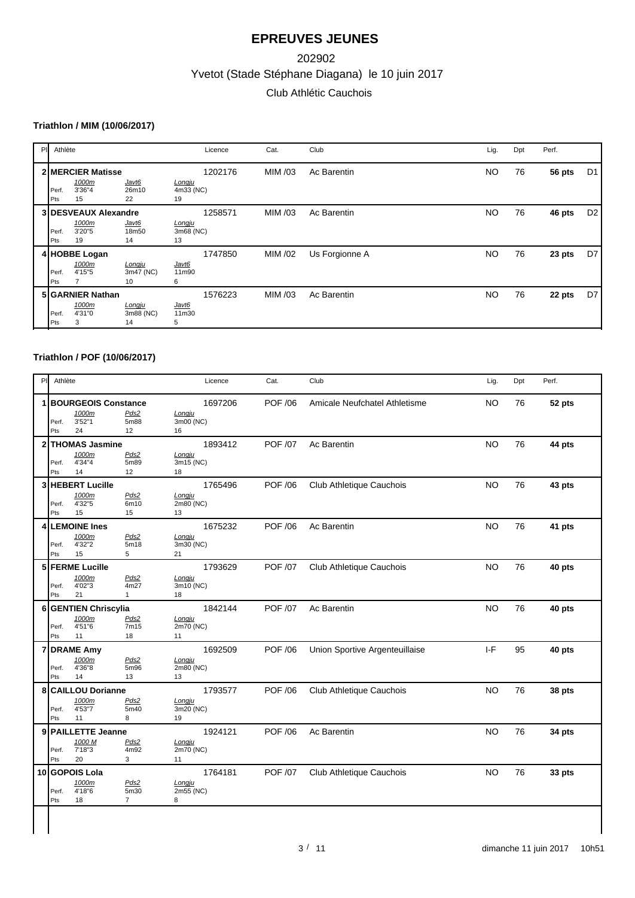# EPREUVES JEUNES

202902

Yvetot (Stade Stéphane Diagana) le 10 juin 2017

Club Athlétic Cauchois

### Triathlon / MIM (10/06/2017)

| Pl | Athlète | Licence | Cat. | Club | Lig. | Dpt | Perf. | |
|---|---|---|---|---|---|---|---|---|
| 2 | **MERCIER Matisse** | 1202176 | MIM /03 | Ac Barentin | NO | 76 | **56 pts** | D1 |
| | 1000m: 3'36"4 (15 pts) – Javt6: 26m10 (22 pts) – Longju: 4m33 (NC) (19 pts) | | | | | | | |
| 3 | **DESVEAUX Alexandre** | 1258571 | MIM /03 | Ac Barentin | NO | 76 | **46 pts** | D2 |
| | 1000m: 3'20"5 (19 pts) – Javt6: 18m50 (14 pts) – Longju: 3m68 (NC) (13 pts) | | | | | | | |
| 4 | **HOBBE Logan** | 1747850 | MIM /02 | Us Forgionne A | NO | 76 | **23 pts** | D7 |
| | 1000m: 4'15"5 (7 pts) – Longju: 3m47 (NC) (10 pts) – Javt6: 11m90 (6 pts) | | | | | | | |
| 5 | **GARNIER Nathan** | 1576223 | MIM /03 | Ac Barentin | NO | 76 | **22 pts** | D7 |
| | 1000m: 4'31"0 (3 pts) – Longju: 3m88 (NC) (14 pts) – Javt6: 11m30 (5 pts) | | | | | | | |

### Triathlon / POF (10/06/2017)

| Pl | Athlète | Licence | Cat. | Club | Lig. | Dpt | Perf. |
|---|---|---|---|---|---|---|---|
| 1 | **BOURGEOIS Constance** | 1697206 | POF /06 | Amicale Neufchatel Athletisme | NO | 76 | **52 pts** |
| | 1000m: 3'52"1 (24 pts) – Pds2: 5m88 (12 pts) – Longju: 3m00 (NC) (16 pts) | | | | | | |
| 2 | **THOMAS Jasmine** | 1893412 | POF /07 | Ac Barentin | NO | 76 | **44 pts** |
| | 1000m: 4'34"4 (14 pts) – Pds2: 5m89 (12 pts) – Longju: 3m15 (NC) (18 pts) | | | | | | |
| 3 | **HEBERT Lucille** | 1765496 | POF /06 | Club Athletique Cauchois | NO | 76 | **43 pts** |
| | 1000m: 4'32"5 (15 pts) – Pds2: 6m10 (15 pts) – Longju: 2m80 (NC) (13 pts) | | | | | | |
| 4 | **LEMOINE Ines** | 1675232 | POF /06 | Ac Barentin | NO | 76 | **41 pts** |
| | 1000m: 4'32"2 (15 pts) – Pds2: 5m18 (5 pts) – Longju: 3m30 (NC) (21 pts) | | | | | | |
| 5 | **FERME Lucille** | 1793629 | POF /07 | Club Athletique Cauchois | NO | 76 | **40 pts** |
| | 1000m: 4'02"3 (21 pts) – Pds2: 4m27 (1 pts) – Longju: 3m10 (NC) (18 pts) | | | | | | |
| 6 | **GENTIEN Chriscylia** | 1842144 | POF /07 | Ac Barentin | NO | 76 | **40 pts** |
| | 1000m: 4'51"6 (11 pts) – Pds2: 7m15 (18 pts) – Longju: 2m70 (NC) (11 pts) | | | | | | |
| 7 | **DRAME Amy** | 1692509 | POF /06 | Union Sportive Argenteuillaise | I-F | 95 | **40 pts** |
| | 1000m: 4'36"8 (14 pts) – Pds2: 5m96 (13 pts) – Longju: 2m80 (NC) (13 pts) | | | | | | |
| 8 | **CAILLOU Dorianne** | 1793577 | POF /06 | Club Athletique Cauchois | NO | 76 | **38 pts** |
| | 1000m: 4'53"7 (11 pts) – Pds2: 5m40 (8 pts) – Longju: 3m20 (NC) (19 pts) | | | | | | |
| 9 | **PAILLETTE Jeanne** | 1924121 | POF /06 | Ac Barentin | NO | 76 | **34 pts** |
| | 1000 M: 7'18"3 (20 pts) – Pds2: 4m92 (3 pts) – Longju: 2m70 (NC) (11 pts) | | | | | | |
| 10 | **GOPOIS Lola** | 1764181 | POF /07 | Club Athletique Cauchois | NO | 76 | **33 pts** |
| | 1000m: 4'18"6 (18 pts) – Pds2: 5m30 (7 pts) – Longju: 2m55 (NC) (8 pts) | | | | | | |

dimanche 11 juin 2017 10h51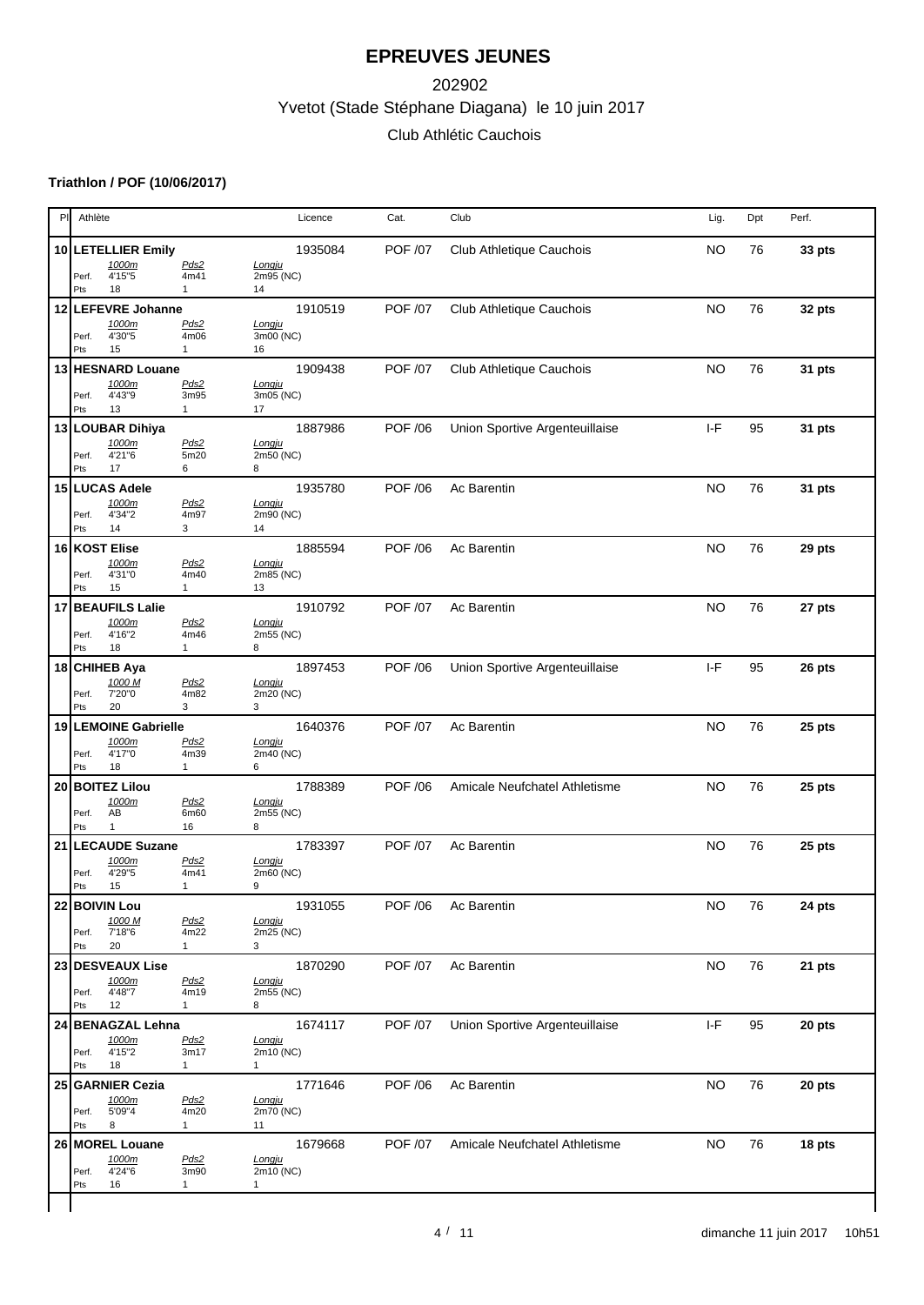# EPREUVES JEUNES

202902

Yvetot (Stade Stéphane Diagana) le 10 juin 2017

Club Athlétic Cauchois

### Triathlon / POF (10/06/2017)

| Pl | Athlète | Licence | Cat. | Club | Lig. | Dpt | Perf. |
|---|---|---|---|---|---|---|---|
| 10 | **LETELLIER Emily** | 1935084 | POF /07 | Club Athletique Cauchois | NO | 76 | **33 pts** |
| | 1000m: Perf. 4'15"5 / Pts 18 — Pds2: Perf. 4m41 / Pts 1 — Longju: Perf. 2m95 (NC) / Pts 14 | | | | | | |
| 12 | **LEFEVRE Johanne** | 1910519 | POF /07 | Club Athletique Cauchois | NO | 76 | **32 pts** |
| | 1000m: Perf. 4'30"5 / Pts 15 — Pds2: Perf. 4m06 / Pts 1 — Longju: Perf. 3m00 (NC) / Pts 16 | | | | | | |
| 13 | **HESNARD Louane** | 1909438 | POF /07 | Club Athletique Cauchois | NO | 76 | **31 pts** |
| | 1000m: Perf. 4'43"9 / Pts 13 — Pds2: Perf. 3m95 / Pts 1 — Longju: Perf. 3m05 (NC) / Pts 17 | | | | | | |
| 13 | **LOUBAR Dihiya** | 1887986 | POF /06 | Union Sportive Argenteuillaise | I-F | 95 | **31 pts** |
| | 1000m: Perf. 4'21"6 / Pts 17 — Pds2: Perf. 5m20 / Pts 6 — Longju: Perf. 2m50 (NC) / Pts 8 | | | | | | |
| 15 | **LUCAS Adele** | 1935780 | POF /06 | Ac Barentin | NO | 76 | **31 pts** |
| | 1000m: Perf. 4'34"2 / Pts 14 — Pds2: Perf. 4m97 / Pts 3 — Longju: Perf. 2m90 (NC) / Pts 14 | | | | | | |
| 16 | **KOST Elise** | 1885594 | POF /06 | Ac Barentin | NO | 76 | **29 pts** |
| | 1000m: Perf. 4'31"0 / Pts 15 — Pds2: Perf. 4m40 / Pts 1 — Longju: Perf. 2m85 (NC) / Pts 13 | | | | | | |
| 17 | **BEAUFILS Lalie** | 1910792 | POF /07 | Ac Barentin | NO | 76 | **27 pts** |
| | 1000m: Perf. 4'16"2 / Pts 18 — Pds2: Perf. 4m46 / Pts 1 — Longju: Perf. 2m55 (NC) / Pts 8 | | | | | | |
| 18 | **CHIHEB Aya** | 1897453 | POF /06 | Union Sportive Argenteuillaise | I-F | 95 | **26 pts** |
| | 1000 M: Perf. 7'20"0 / Pts 20 — Pds2: Perf. 4m82 / Pts 3 — Longju: Perf. 2m20 (NC) / Pts 3 | | | | | | |
| 19 | **LEMOINE Gabrielle** | 1640376 | POF /07 | Ac Barentin | NO | 76 | **25 pts** |
| | 1000m: Perf. 4'17"0 / Pts 18 — Pds2: Perf. 4m39 / Pts 1 — Longju: Perf. 2m40 (NC) / Pts 6 | | | | | | |
| 20 | **BOITEZ Lilou** | 1788389 | POF /06 | Amicale Neufchatel Athletisme | NO | 76 | **25 pts** |
| | 1000m: Perf. AB / Pts 1 — Pds2: Perf. 6m60 / Pts 16 — Longju: Perf. 2m55 (NC) / Pts 8 | | | | | | |
| 21 | **LECAUDE Suzane** | 1783397 | POF /07 | Ac Barentin | NO | 76 | **25 pts** |
| | 1000m: Perf. 4'29"5 / Pts 15 — Pds2: Perf. 4m41 / Pts 1 — Longju: Perf. 2m60 (NC) / Pts 9 | | | | | | |
| 22 | **BOIVIN Lou** | 1931055 | POF /06 | Ac Barentin | NO | 76 | **24 pts** |
| | 1000 M: Perf. 7'18"6 / Pts 20 — Pds2: Perf. 4m22 / Pts 1 — Longju: Perf. 2m25 (NC) / Pts 3 | | | | | | |
| 23 | **DESVEAUX Lise** | 1870290 | POF /07 | Ac Barentin | NO | 76 | **21 pts** |
| | 1000m: Perf. 4'48"7 / Pts 12 — Pds2: Perf. 4m19 / Pts 1 — Longju: Perf. 2m55 (NC) / Pts 8 | | | | | | |
| 24 | **BENAGZAL Lehna** | 1674117 | POF /07 | Union Sportive Argenteuillaise | I-F | 95 | **20 pts** |
| | 1000m: Perf. 4'15"2 / Pts 18 — Pds2: Perf. 3m17 / Pts 1 — Longju: Perf. 2m10 (NC) / Pts 1 | | | | | | |
| 25 | **GARNIER Cezia** | 1771646 | POF /06 | Ac Barentin | NO | 76 | **20 pts** |
| | 1000m: Perf. 5'09"4 / Pts 8 — Pds2: Perf. 4m20 / Pts 1 — Longju: Perf. 2m70 (NC) / Pts 11 | | | | | | |
| 26 | **MOREL Louane** | 1679668 | POF /07 | Amicale Neufchatel Athletisme | NO | 76 | **18 pts** |
| | 1000m: Perf. 4'24"6 / Pts 16 — Pds2: Perf. 3m90 / Pts 1 — Longju: Perf. 2m10 (NC) / Pts 1 | | | | | | |

dimanche 11 juin 2017 10h51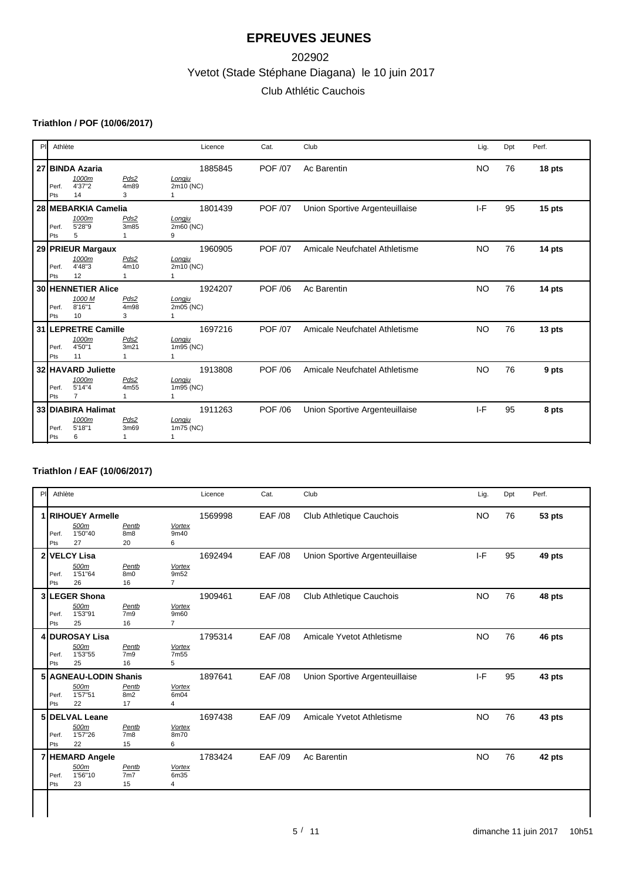# EPREUVES JEUNES

202902

Yvetot (Stade Stéphane Diagana) le 10 juin 2017

Club Athlétic Cauchois

### Triathlon / POF (10/06/2017)

| Pl | Athlète | | | | Licence | Cat. | Club | Lig. | Dpt | Perf. |
|---|---|---|---|---|---|---|---|---|---|---|
| 27 | **BINDA Azaria** | | | | 1885845 | POF /07 | Ac Barentin | NO | 76 | **18 pts** |
| | | *1000m* | *Pds2* | *Longju* | | | | | | |
| | Perf. | 4'37"2 | 4m89 | 2m10 (NC) | | | | | | |
| | Pts | 14 | 3 | 1 | | | | | | |
| 28 | **MEBARKIA Camelia** | | | | 1801439 | POF /07 | Union Sportive Argenteuillaise | I-F | 95 | **15 pts** |
| | | *1000m* | *Pds2* | *Longju* | | | | | | |
| | Perf. | 5'28"9 | 3m85 | 2m60 (NC) | | | | | | |
| | Pts | 5 | 1 | 9 | | | | | | |
| 29 | **PRIEUR Margaux** | | | | 1960905 | POF /07 | Amicale Neufchatel Athletisme | NO | 76 | **14 pts** |
| | | *1000m* | *Pds2* | *Longju* | | | | | | |
| | Perf. | 4'48"3 | 4m10 | 2m10 (NC) | | | | | | |
| | Pts | 12 | 1 | 1 | | | | | | |
| 30 | **HENNETIER Alice** | | | | 1924207 | POF /06 | Ac Barentin | NO | 76 | **14 pts** |
| | | *1000 M* | *Pds2* | *Longju* | | | | | | |
| | Perf. | 8'16"1 | 4m98 | 2m05 (NC) | | | | | | |
| | Pts | 10 | 3 | 1 | | | | | | |
| 31 | **LEPRETRE Camille** | | | | 1697216 | POF /07 | Amicale Neufchatel Athletisme | NO | 76 | **13 pts** |
| | | *1000m* | *Pds2* | *Longju* | | | | | | |
| | Perf. | 4'50"1 | 3m21 | 1m95 (NC) | | | | | | |
| | Pts | 11 | 1 | 1 | | | | | | |
| 32 | **HAVARD Juliette** | | | | 1913808 | POF /06 | Amicale Neufchatel Athletisme | NO | 76 | **9 pts** |
| | | *1000m* | *Pds2* | *Longju* | | | | | | |
| | Perf. | 5'14"4 | 4m55 | 1m95 (NC) | | | | | | |
| | Pts | 7 | 1 | 1 | | | | | | |
| 33 | **DIABIRA Halimat** | | | | 1911263 | POF /06 | Union Sportive Argenteuillaise | I-F | 95 | **8 pts** |
| | | *1000m* | *Pds2* | *Longju* | | | | | | |
| | Perf. | 5'18"1 | 3m69 | 1m75 (NC) | | | | | | |
| | Pts | 6 | 1 | 1 | | | | | | |

### Triathlon / EAF (10/06/2017)

| Pl | Athlète | | | | Licence | Cat. | Club | Lig. | Dpt | Perf. |
|---|---|---|---|---|---|---|---|---|---|---|
| 1 | **RIHOUEY Armelle** | | | | 1569998 | EAF /08 | Club Athletique Cauchois | NO | 76 | **53 pts** |
| | | *500m* | *Pentb* | *Vortex* | | | | | | |
| | Perf. | 1'50"40 | 8m8 | 9m40 | | | | | | |
| | Pts | 27 | 20 | 6 | | | | | | |
| 2 | **VELCY Lisa** | | | | 1692494 | EAF /08 | Union Sportive Argenteuillaise | I-F | 95 | **49 pts** |
| | | *500m* | *Pentb* | *Vortex* | | | | | | |
| | Perf. | 1'51"64 | 8m0 | 9m52 | | | | | | |
| | Pts | 26 | 16 | 7 | | | | | | |
| 3 | **LEGER Shona** | | | | 1909461 | EAF /08 | Club Athletique Cauchois | NO | 76 | **48 pts** |
| | | *500m* | *Pentb* | *Vortex* | | | | | | |
| | Perf. | 1'53"91 | 7m9 | 9m60 | | | | | | |
| | Pts | 25 | 16 | 7 | | | | | | |
| 4 | **DUROSAY Lisa** | | | | 1795314 | EAF /08 | Amicale Yvetot Athletisme | NO | 76 | **46 pts** |
| | | *500m* | *Pentb* | *Vortex* | | | | | | |
| | Perf. | 1'53"55 | 7m9 | 7m55 | | | | | | |
| | Pts | 25 | 16 | 5 | | | | | | |
| 5 | **AGNEAU-LODIN Shanis** | | | | 1897641 | EAF /08 | Union Sportive Argenteuillaise | I-F | 95 | **43 pts** |
| | | *500m* | *Pentb* | *Vortex* | | | | | | |
| | Perf. | 1'57"51 | 8m2 | 6m04 | | | | | | |
| | Pts | 22 | 17 | 4 | | | | | | |
| 5 | **DELVAL Leane** | | | | 1697438 | EAF /09 | Amicale Yvetot Athletisme | NO | 76 | **43 pts** |
| | | *500m* | *Pentb* | *Vortex* | | | | | | |
| | Perf. | 1'57"26 | 7m8 | 8m70 | | | | | | |
| | Pts | 22 | 15 | 6 | | | | | | |
| 7 | **HEMARD Angele** | | | | 1783424 | EAF /09 | Ac Barentin | NO | 76 | **42 pts** |
| | | *500m* | *Pentb* | *Vortex* | | | | | | |
| | Perf. | 1'56"10 | 7m7 | 6m35 | | | | | | |
| | Pts | 23 | 15 | 4 | | | | | | |

dimanche 11 juin 2017 10h51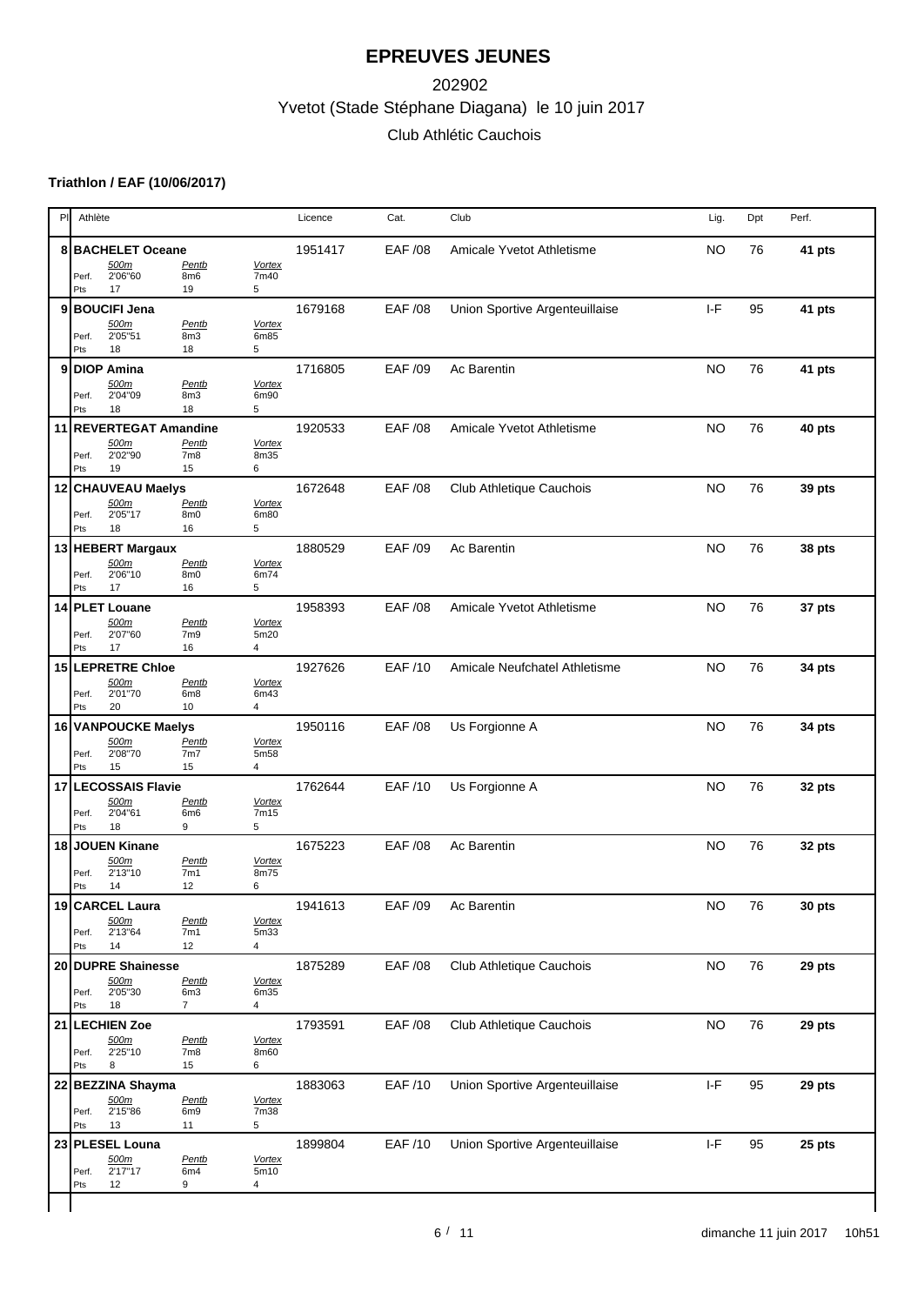# EPREUVES JEUNES

202902

Yvetot (Stade Stéphane Diagana) le 10 juin 2017

Club Athlétic Cauchois

**Triathlon / EAF (10/06/2017)**

| Pl | Athlète | Licence | Cat. | Club | Lig. | Dpt | Perf. |
|---|---|---|---|---|---|---|---|
| 8 | **BACHELET Oceane** — 500m: Perf. 2'06"60, Pts 17 / Pentb: Perf. 8m6, Pts 19 / Vortex: Perf. 7m40, Pts 5 | 1951417 | EAF /08 | Amicale Yvetot Athletisme | NO | 76 | **41 pts** |
| 9 | **BOUCIFI Jena** — 500m: Perf. 2'05"51, Pts 18 / Pentb: Perf. 8m3, Pts 18 / Vortex: Perf. 6m85, Pts 5 | 1679168 | EAF /08 | Union Sportive Argenteuillaise | I-F | 95 | **41 pts** |
| 9 | **DIOP Amina** — 500m: Perf. 2'04"09, Pts 18 / Pentb: Perf. 8m3, Pts 18 / Vortex: Perf. 6m90, Pts 5 | 1716805 | EAF /09 | Ac Barentin | NO | 76 | **41 pts** |
| 11 | **REVERTEGAT Amandine** — 500m: Perf. 2'02"90, Pts 19 / Pentb: Perf. 7m8, Pts 15 / Vortex: Perf. 8m35, Pts 6 | 1920533 | EAF /08 | Amicale Yvetot Athletisme | NO | 76 | **40 pts** |
| 12 | **CHAUVEAU Maelys** — 500m: Perf. 2'05"17, Pts 18 / Pentb: Perf. 8m0, Pts 16 / Vortex: Perf. 6m80, Pts 5 | 1672648 | EAF /08 | Club Athletique Cauchois | NO | 76 | **39 pts** |
| 13 | **HEBERT Margaux** — 500m: Perf. 2'06"10, Pts 17 / Pentb: Perf. 8m0, Pts 16 / Vortex: Perf. 6m74, Pts 5 | 1880529 | EAF /09 | Ac Barentin | NO | 76 | **38 pts** |
| 14 | **PLET Louane** — 500m: Perf. 2'07"60, Pts 17 / Pentb: Perf. 7m9, Pts 16 / Vortex: Perf. 5m20, Pts 4 | 1958393 | EAF /08 | Amicale Yvetot Athletisme | NO | 76 | **37 pts** |
| 15 | **LEPRETRE Chloe** — 500m: Perf. 2'01"70, Pts 20 / Pentb: Perf. 6m8, Pts 10 / Vortex: Perf. 6m43, Pts 4 | 1927626 | EAF /10 | Amicale Neufchatel Athletisme | NO | 76 | **34 pts** |
| 16 | **VANPOUCKE Maelys** — 500m: Perf. 2'08"70, Pts 15 / Pentb: Perf. 7m7, Pts 15 / Vortex: Perf. 5m58, Pts 4 | 1950116 | EAF /08 | Us Forgionne A | NO | 76 | **34 pts** |
| 17 | **LECOSSAIS Flavie** — 500m: Perf. 2'04"61, Pts 18 / Pentb: Perf. 6m6, Pts 9 / Vortex: Perf. 7m15, Pts 5 | 1762644 | EAF /10 | Us Forgionne A | NO | 76 | **32 pts** |
| 18 | **JOUEN Kinane** — 500m: Perf. 2'13"10, Pts 14 / Pentb: Perf. 7m1, Pts 12 / Vortex: Perf. 8m75, Pts 6 | 1675223 | EAF /08 | Ac Barentin | NO | 76 | **32 pts** |
| 19 | **CARCEL Laura** — 500m: Perf. 2'13"64, Pts 14 / Pentb: Perf. 7m1, Pts 12 / Vortex: Perf. 5m33, Pts 4 | 1941613 | EAF /09 | Ac Barentin | NO | 76 | **30 pts** |
| 20 | **DUPRE Shainesse** — 500m: Perf. 2'05"30, Pts 18 / Pentb: Perf. 6m3, Pts 7 / Vortex: Perf. 6m35, Pts 4 | 1875289 | EAF /08 | Club Athletique Cauchois | NO | 76 | **29 pts** |
| 21 | **LECHIEN Zoe** — 500m: Perf. 2'25"10, Pts 8 / Pentb: Perf. 7m8, Pts 15 / Vortex: Perf. 8m60, Pts 6 | 1793591 | EAF /08 | Club Athletique Cauchois | NO | 76 | **29 pts** |
| 22 | **BEZZINA Shayma** — 500m: Perf. 2'15"86, Pts 13 / Pentb: Perf. 6m9, Pts 11 / Vortex: Perf. 7m38, Pts 5 | 1883063 | EAF /10 | Union Sportive Argenteuillaise | I-F | 95 | **29 pts** |
| 23 | **PLESEL Louna** — 500m: Perf. 2'17"17, Pts 12 / Pentb: Perf. 6m4, Pts 9 / Vortex: Perf. 5m10, Pts 4 | 1899804 | EAF /10 | Union Sportive Argenteuillaise | I-F | 95 | **25 pts** |

dimanche 11 juin 2017 10h51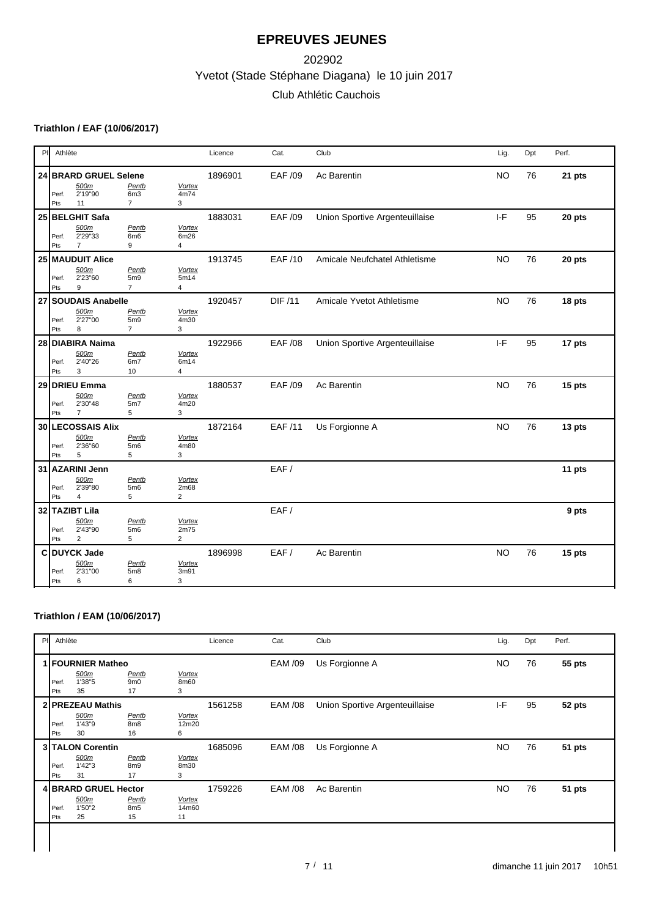# EPREUVES JEUNES

202902

Yvetot (Stade Stéphane Diagana) le 10 juin 2017

Club Athlétic Cauchois

### Triathlon / EAF (10/06/2017)

| Pl | Athlète | Licence | Cat. | Club | Lig. | Dpt | Perf. |
|---|---|---|---|---|---|---|---|
| 24 | **BRARD GRUEL Selene** — 500m: Perf. 2'19"90, Pts 11 / Pentb: Perf. 6m3, Pts 7 / Vortex: Perf. 4m74, Pts 3 | 1896901 | EAF /09 | Ac Barentin | NO | 76 | **21 pts** |
| 25 | **BELGHIT Safa** — 500m: Perf. 2'29"33, Pts 7 / Pentb: Perf. 6m6, Pts 9 / Vortex: Perf. 6m26, Pts 4 | 1883031 | EAF /09 | Union Sportive Argenteuillaise | I-F | 95 | **20 pts** |
| 25 | **MAUDUIT Alice** — 500m: Perf. 2'23"60, Pts 9 / Pentb: Perf. 5m9, Pts 7 / Vortex: Perf. 5m14, Pts 4 | 1913745 | EAF /10 | Amicale Neufchatel Athletisme | NO | 76 | **20 pts** |
| 27 | **SOUDAIS Anabelle** — 500m: Perf. 2'27"00, Pts 8 / Pentb: Perf. 5m9, Pts 7 / Vortex: Perf. 4m30, Pts 3 | 1920457 | DIF /11 | Amicale Yvetot Athletisme | NO | 76 | **18 pts** |
| 28 | **DIABIRA Naima** — 500m: Perf. 2'40"26, Pts 3 / Pentb: Perf. 6m7, Pts 10 / Vortex: Perf. 6m14, Pts 4 | 1922966 | EAF /08 | Union Sportive Argenteuillaise | I-F | 95 | **17 pts** |
| 29 | **DRIEU Emma** — 500m: Perf. 2'30"48, Pts 7 / Pentb: Perf. 5m7, Pts 5 / Vortex: Perf. 4m20, Pts 3 | 1880537 | EAF /09 | Ac Barentin | NO | 76 | **15 pts** |
| 30 | **LECOSSAIS Alix** — 500m: Perf. 2'36"60, Pts 5 / Pentb: Perf. 5m6, Pts 5 / Vortex: Perf. 4m80, Pts 3 | 1872164 | EAF /11 | Us Forgionne A | NO | 76 | **13 pts** |
| 31 | **AZARINI Jenn** — 500m: Perf. 2'39"80, Pts 4 / Pentb: Perf. 5m6, Pts 5 / Vortex: Perf. 2m68, Pts 2 | | EAF / | | | | **11 pts** |
| 32 | **TAZIBT Lila** — 500m: Perf. 2'43"90, Pts 2 / Pentb: Perf. 5m6, Pts 5 / Vortex: Perf. 2m75, Pts 2 | | EAF / | | | | **9 pts** |
| C | **DUYCK Jade** — 500m: Perf. 2'31"00, Pts 6 / Pentb: Perf. 5m8, Pts 6 / Vortex: Perf. 3m91, Pts 3 | 1896998 | EAF / | Ac Barentin | NO | 76 | **15 pts** |

### Triathlon / EAM (10/06/2017)

| Pl | Athlète | Licence | Cat. | Club | Lig. | Dpt | Perf. |
|---|---|---|---|---|---|---|---|
| 1 | **FOURNIER Matheo** — 500m: Perf. 1'38"5, Pts 35 / Pentb: Perf. 9m0, Pts 17 / Vortex: Perf. 8m60, Pts 3 | | EAM /09 | Us Forgionne A | NO | 76 | **55 pts** |
| 2 | **PREZEAU Mathis** — 500m: Perf. 1'43"9, Pts 30 / Pentb: Perf. 8m8, Pts 16 / Vortex: Perf. 12m20, Pts 6 | 1561258 | EAM /08 | Union Sportive Argenteuillaise | I-F | 95 | **52 pts** |
| 3 | **TALON Corentin** — 500m: Perf. 1'42"3, Pts 31 / Pentb: Perf. 8m9, Pts 17 / Vortex: Perf. 8m30, Pts 3 | 1685096 | EAM /08 | Us Forgionne A | NO | 76 | **51 pts** |
| 4 | **BRARD GRUEL Hector** — 500m: Perf. 1'50"2, Pts 25 / Pentb: Perf. 8m5, Pts 15 / Vortex: Perf. 14m60, Pts 11 | 1759226 | EAM /08 | Ac Barentin | NO | 76 | **51 pts** |

dimanche 11 juin 2017 10h51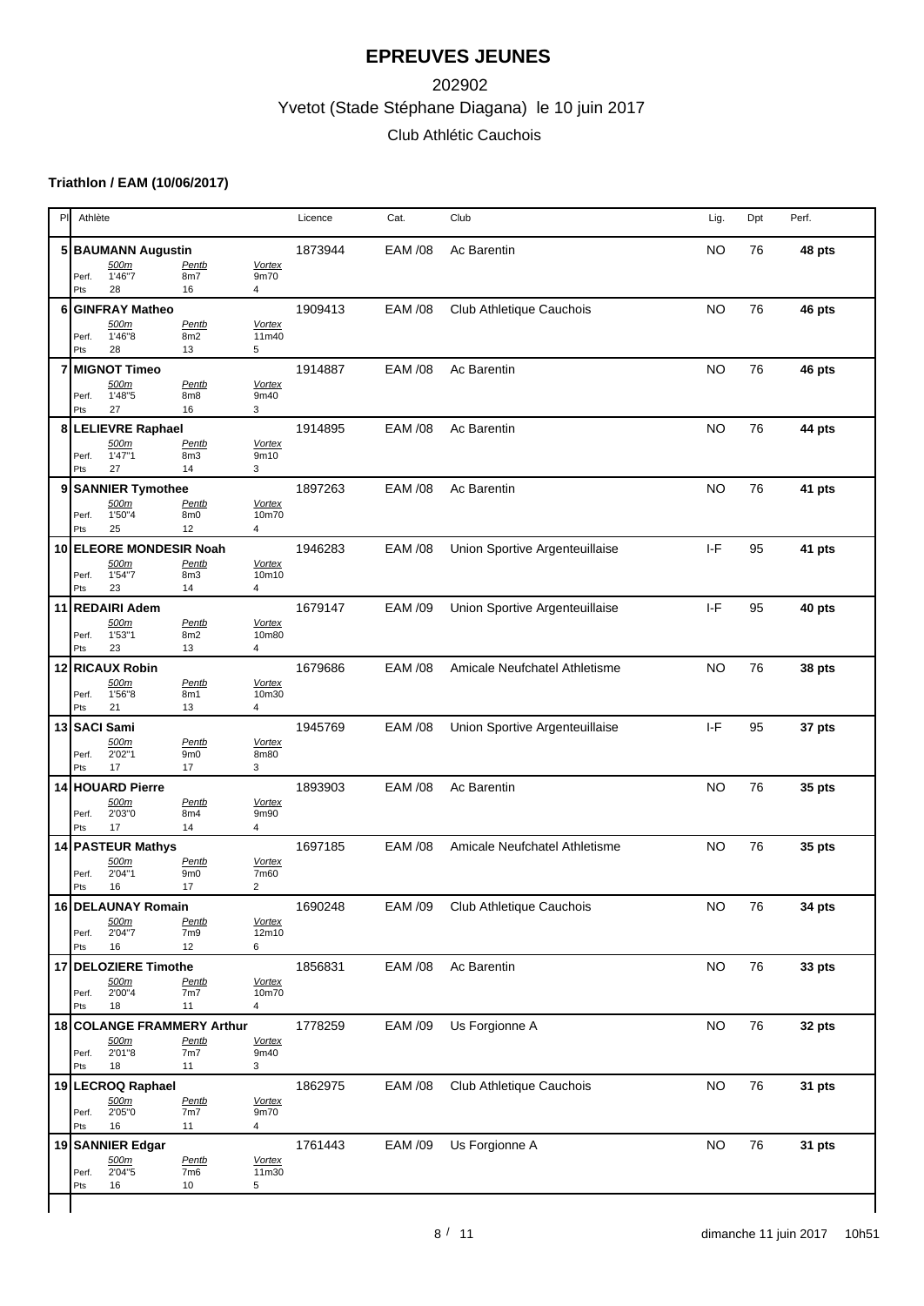# EPREUVES JEUNES

202902

Yvetot (Stade Stéphane Diagana) le 10 juin 2017

Club Athlétic Cauchois

**Triathlon / EAM (10/06/2017)**

| Pl | Athlète | Licence | Cat. | Club | Lig. | Dpt | Perf. |
|---|---|---|---|---|---|---|---|
| 5 | **BAUMANN Augustin** — *500m* Perf. 1'46"7 Pts 28 / *Pentb* Perf. 8m7 Pts 16 / *Vortex* Perf. 9m70 Pts 4 | 1873944 | EAM /08 | Ac Barentin | NO | 76 | **48 pts** |
| 6 | **GINFRAY Matheo** — *500m* Perf. 1'46"8 Pts 28 / *Pentb* Perf. 8m2 Pts 13 / *Vortex* Perf. 11m40 Pts 5 | 1909413 | EAM /08 | Club Athletique Cauchois | NO | 76 | **46 pts** |
| 7 | **MIGNOT Timeo** — *500m* Perf. 1'48"5 Pts 27 / *Pentb* Perf. 8m8 Pts 16 / *Vortex* Perf. 9m40 Pts 3 | 1914887 | EAM /08 | Ac Barentin | NO | 76 | **46 pts** |
| 8 | **LELIEVRE Raphael** — *500m* Perf. 1'47"1 Pts 27 / *Pentb* Perf. 8m3 Pts 14 / *Vortex* Perf. 9m10 Pts 3 | 1914895 | EAM /08 | Ac Barentin | NO | 76 | **44 pts** |
| 9 | **SANNIER Tymothee** — *500m* Perf. 1'50"4 Pts 25 / *Pentb* Perf. 8m0 Pts 12 / *Vortex* Perf. 10m70 Pts 4 | 1897263 | EAM /08 | Ac Barentin | NO | 76 | **41 pts** |
| 10 | **ELEORE MONDESIR Noah** — *500m* Perf. 1'54"7 Pts 23 / *Pentb* Perf. 8m3 Pts 14 / *Vortex* Perf. 10m10 Pts 4 | 1946283 | EAM /08 | Union Sportive Argenteuillaise | I-F | 95 | **41 pts** |
| 11 | **REDAIRI Adem** — *500m* Perf. 1'53"1 Pts 23 / *Pentb* Perf. 8m2 Pts 13 / *Vortex* Perf. 10m80 Pts 4 | 1679147 | EAM /09 | Union Sportive Argenteuillaise | I-F | 95 | **40 pts** |
| 12 | **RICAUX Robin** — *500m* Perf. 1'56"8 Pts 21 / *Pentb* Perf. 8m1 Pts 13 / *Vortex* Perf. 10m30 Pts 4 | 1679686 | EAM /08 | Amicale Neufchatel Athletisme | NO | 76 | **38 pts** |
| 13 | **SACI Sami** — *500m* Perf. 2'02"1 Pts 17 / *Pentb* Perf. 9m0 Pts 17 / *Vortex* Perf. 8m80 Pts 3 | 1945769 | EAM /08 | Union Sportive Argenteuillaise | I-F | 95 | **37 pts** |
| 14 | **HOUARD Pierre** — *500m* Perf. 2'03"0 Pts 17 / *Pentb* Perf. 8m4 Pts 14 / *Vortex* Perf. 9m90 Pts 4 | 1893903 | EAM /08 | Ac Barentin | NO | 76 | **35 pts** |
| 14 | **PASTEUR Mathys** — *500m* Perf. 2'04"1 Pts 16 / *Pentb* Perf. 9m0 Pts 17 / *Vortex* Perf. 7m60 Pts 2 | 1697185 | EAM /08 | Amicale Neufchatel Athletisme | NO | 76 | **35 pts** |
| 16 | **DELAUNAY Romain** — *500m* Perf. 2'04"7 Pts 16 / *Pentb* Perf. 7m9 Pts 12 / *Vortex* Perf. 12m10 Pts 6 | 1690248 | EAM /09 | Club Athletique Cauchois | NO | 76 | **34 pts** |
| 17 | **DELOZIERE Timothe** — *500m* Perf. 2'00"4 Pts 18 / *Pentb* Perf. 7m7 Pts 11 / *Vortex* Perf. 10m70 Pts 4 | 1856831 | EAM /08 | Ac Barentin | NO | 76 | **33 pts** |
| 18 | **COLANGE FRAMMERY Arthur** — *500m* Perf. 2'01"8 Pts 18 / *Pentb* Perf. 7m7 Pts 11 / *Vortex* Perf. 9m40 Pts 3 | 1778259 | EAM /09 | Us Forgionne A | NO | 76 | **32 pts** |
| 19 | **LECROQ Raphael** — *500m* Perf. 2'05"0 Pts 16 / *Pentb* Perf. 7m7 Pts 11 / *Vortex* Perf. 9m70 Pts 4 | 1862975 | EAM /08 | Club Athletique Cauchois | NO | 76 | **31 pts** |
| 19 | **SANNIER Edgar** — *500m* Perf. 2'04"5 Pts 16 / *Pentb* Perf. 7m6 Pts 10 / *Vortex* Perf. 11m30 Pts 5 | 1761443 | EAM /09 | Us Forgionne A | NO | 76 | **31 pts** |

dimanche 11 juin 2017 10h51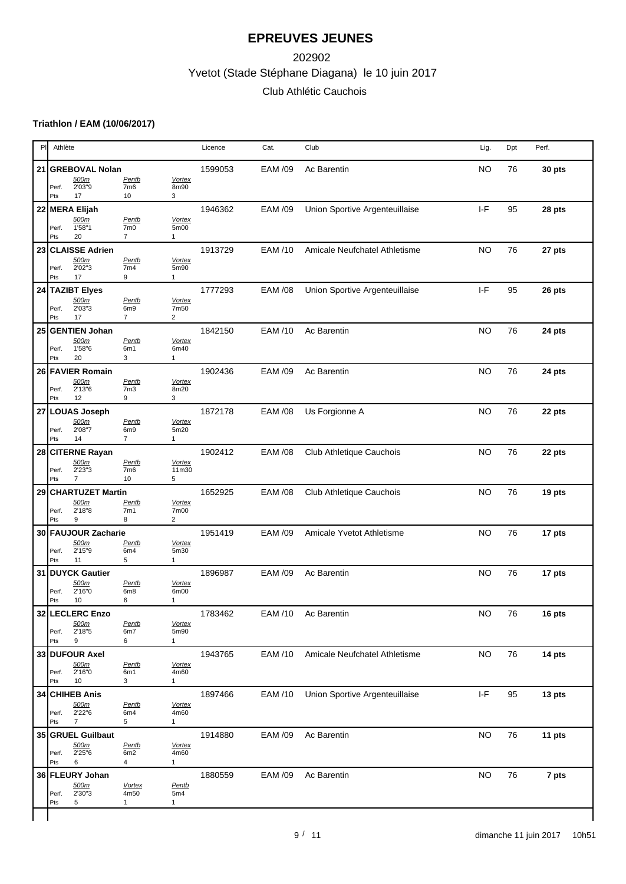# EPREUVES JEUNES

202902

Yvetot (Stade Stéphane Diagana) le 10 juin 2017

Club Athlétic Cauchois

**Triathlon / EAM (10/06/2017)**

| Pl | Athlète | | | | Licence | Cat. | Club | Lig. | Dpt | Perf. |
|---|---|---|---|---|---|---|---|---|---|---|
| 21 | **GREBOVAL Nolan** | | | | 1599053 | EAM /09 | Ac Barentin | NO | 76 | **30 pts** |
| | | 500m | Pentb | Vortex | | | | | | |
| | Perf. | 2'03"9 | 7m6 | 8m90 | | | | | | |
| | Pts | 17 | 10 | 3 | | | | | | |
| 22 | **MERA Elijah** | | | | 1946362 | EAM /09 | Union Sportive Argenteuillaise | I-F | 95 | **28 pts** |
| | | 500m | Pentb | Vortex | | | | | | |
| | Perf. | 1'58"1 | 7m0 | 5m00 | | | | | | |
| | Pts | 20 | 7 | 1 | | | | | | |
| 23 | **CLAISSE Adrien** | | | | 1913729 | EAM /10 | Amicale Neufchatel Athletisme | NO | 76 | **27 pts** |
| | | 500m | Pentb | Vortex | | | | | | |
| | Perf. | 2'02"3 | 7m4 | 5m90 | | | | | | |
| | Pts | 17 | 9 | 1 | | | | | | |
| 24 | **TAZIBT Elyes** | | | | 1777293 | EAM /08 | Union Sportive Argenteuillaise | I-F | 95 | **26 pts** |
| | | 500m | Pentb | Vortex | | | | | | |
| | Perf. | 2'03"3 | 6m9 | 7m50 | | | | | | |
| | Pts | 17 | 7 | 2 | | | | | | |
| 25 | **GENTIEN Johan** | | | | 1842150 | EAM /10 | Ac Barentin | NO | 76 | **24 pts** |
| | | 500m | Pentb | Vortex | | | | | | |
| | Perf. | 1'58"6 | 6m1 | 6m40 | | | | | | |
| | Pts | 20 | 3 | 1 | | | | | | |
| 26 | **FAVIER Romain** | | | | 1902436 | EAM /09 | Ac Barentin | NO | 76 | **24 pts** |
| | | 500m | Pentb | Vortex | | | | | | |
| | Perf. | 2'13"6 | 7m3 | 8m20 | | | | | | |
| | Pts | 12 | 9 | 3 | | | | | | |
| 27 | **LOUAS Joseph** | | | | 1872178 | EAM /08 | Us Forgionne A | NO | 76 | **22 pts** |
| | | 500m | Pentb | Vortex | | | | | | |
| | Perf. | 2'08"7 | 6m9 | 5m20 | | | | | | |
| | Pts | 14 | 7 | 1 | | | | | | |
| 28 | **CITERNE Rayan** | | | | 1902412 | EAM /08 | Club Athletique Cauchois | NO | 76 | **22 pts** |
| | | 500m | Pentb | Vortex | | | | | | |
| | Perf. | 2'23"3 | 7m6 | 11m30 | | | | | | |
| | Pts | 7 | 10 | 5 | | | | | | |
| 29 | **CHARTUZET Martin** | | | | 1652925 | EAM /08 | Club Athletique Cauchois | NO | 76 | **19 pts** |
| | | 500m | Pentb | Vortex | | | | | | |
| | Perf. | 2'18"8 | 7m1 | 7m00 | | | | | | |
| | Pts | 9 | 8 | 2 | | | | | | |
| 30 | **FAUJOUR Zacharie** | | | | 1951419 | EAM /09 | Amicale Yvetot Athletisme | NO | 76 | **17 pts** |
| | | 500m | Pentb | Vortex | | | | | | |
| | Perf. | 2'15"9 | 6m4 | 5m30 | | | | | | |
| | Pts | 11 | 5 | 1 | | | | | | |
| 31 | **DUYCK Gautier** | | | | 1896987 | EAM /09 | Ac Barentin | NO | 76 | **17 pts** |
| | | 500m | Pentb | Vortex | | | | | | |
| | Perf. | 2'16"0 | 6m8 | 6m00 | | | | | | |
| | Pts | 10 | 6 | 1 | | | | | | |
| 32 | **LECLERC Enzo** | | | | 1783462 | EAM /10 | Ac Barentin | NO | 76 | **16 pts** |
| | | 500m | Pentb | Vortex | | | | | | |
| | Perf. | 2'18"5 | 6m7 | 5m90 | | | | | | |
| | Pts | 9 | 6 | 1 | | | | | | |
| 33 | **DUFOUR Axel** | | | | 1943765 | EAM /10 | Amicale Neufchatel Athletisme | NO | 76 | **14 pts** |
| | | 500m | Pentb | Vortex | | | | | | |
| | Perf. | 2'16"0 | 6m1 | 4m60 | | | | | | |
| | Pts | 10 | 3 | 1 | | | | | | |
| 34 | **CHIHEB Anis** | | | | 1897466 | EAM /10 | Union Sportive Argenteuillaise | I-F | 95 | **13 pts** |
| | | 500m | Pentb | Vortex | | | | | | |
| | Perf. | 2'22"6 | 6m4 | 4m60 | | | | | | |
| | Pts | 7 | 5 | 1 | | | | | | |
| 35 | **GRUEL Guilbaut** | | | | 1914880 | EAM /09 | Ac Barentin | NO | 76 | **11 pts** |
| | | 500m | Pentb | Vortex | | | | | | |
| | Perf. | 2'25"6 | 6m2 | 4m60 | | | | | | |
| | Pts | 6 | 4 | 1 | | | | | | |
| 36 | **FLEURY Johan** | | | | 1880559 | EAM /09 | Ac Barentin | NO | 76 | **7 pts** |
| | | 500m | Vortex | Pentb | | | | | | |
| | Perf. | 2'30"3 | 4m50 | 5m4 | | | | | | |
| | Pts | 5 | 1 | 1 | | | | | | |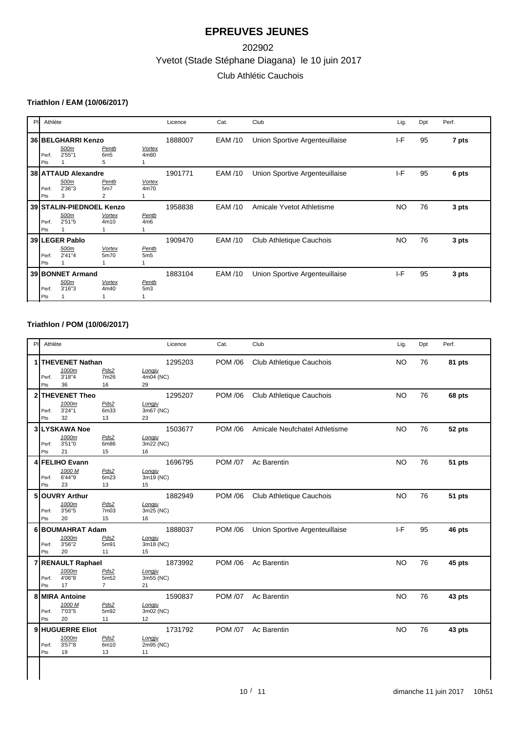# EPREUVES JEUNES

202902

Yvetot (Stade Stéphane Diagana) le 10 juin 2017

Club Athlétic Cauchois

### Triathlon / EAM (10/06/2017)

| Pl | Athlète | Licence | Cat. | Club | Lig. | Dpt | Perf. |
|---|---|---|---|---|---|---|---|
| 36 | **BELGHARRI Kenzo** | 1888007 | EAM /10 | Union Sportive Argenteuillaise | I-F | 95 | **7 pts** |
| | *500m* / *Pentb* / *Vortex* | | | | | | |
| | Perf. 2'55"1 / 6m5 / 4m80 | | | | | | |
| | Pts 1 / 5 / 1 | | | | | | |
| 38 | **ATTAUD Alexandre** | 1901771 | EAM /10 | Union Sportive Argenteuillaise | I-F | 95 | **6 pts** |
| | *500m* / *Pentb* / *Vortex* | | | | | | |
| | Perf. 2'36"3 / 5m7 / 4m70 | | | | | | |
| | Pts 3 / 2 / 1 | | | | | | |
| 39 | **STALIN-PIEDNOEL Kenzo** | 1958838 | EAM /10 | Amicale Yvetot Athletisme | NO | 76 | **3 pts** |
| | *500m* / *Vortex* / *Pentb* | | | | | | |
| | Perf. 2'51"5 / 4m10 / 4m6 | | | | | | |
| | Pts 1 / 1 / 1 | | | | | | |
| 39 | **LEGER Pablo** | 1909470 | EAM /10 | Club Athletique Cauchois | NO | 76 | **3 pts** |
| | *500m* / *Vortex* / *Pentb* | | | | | | |
| | Perf. 2'41"4 / 5m70 / 5m5 | | | | | | |
| | Pts 1 / 1 / 1 | | | | | | |
| 39 | **BONNET Armand** | 1883104 | EAM /10 | Union Sportive Argenteuillaise | I-F | 95 | **3 pts** |
| | *500m* / *Vortex* / *Pentb* | | | | | | |
| | Perf. 3'16"3 / 4m40 / 5m3 | | | | | | |
| | Pts 1 / 1 / 1 | | | | | | |

### Triathlon / POM (10/06/2017)

| Pl | Athlète | Licence | Cat. | Club | Lig. | Dpt | Perf. |
|---|---|---|---|---|---|---|---|
| 1 | **THEVENET Nathan** | 1295203 | POM /06 | Club Athletique Cauchois | NO | 76 | **81 pts** |
| | *1000m* / *Pds2* / *Longju* | | | | | | |
| | Perf. 3'18"4 / 7m26 / 4m04 (NC) | | | | | | |
| | Pts 36 / 16 / 29 | | | | | | |
| 2 | **THEVENET Theo** | 1295207 | POM /06 | Club Athletique Cauchois | NO | 76 | **68 pts** |
| | *1000m* / *Pds2* / *Longju* | | | | | | |
| | Perf. 3'24"1 / 6m33 / 3m67 (NC) | | | | | | |
| | Pts 32 / 13 / 23 | | | | | | |
| 3 | **LYSKAWA Noe** | 1503677 | POM /06 | Amicale Neufchatel Athletisme | NO | 76 | **52 pts** |
| | *1000m* / *Pds2* / *Longju* | | | | | | |
| | Perf. 3'51"0 / 6m86 / 3m22 (NC) | | | | | | |
| | Pts 21 / 15 / 16 | | | | | | |
| 4 | **FELIHO Evann** | 1696795 | POM /07 | Ac Barentin | NO | 76 | **51 pts** |
| | *1000 M* / *Pds2* / *Longju* | | | | | | |
| | Perf. 6'44"9 / 6m23 / 3m19 (NC) | | | | | | |
| | Pts 23 / 13 / 15 | | | | | | |
| 5 | **OUVRY Arthur** | 1882949 | POM /06 | Club Athletique Cauchois | NO | 76 | **51 pts** |
| | *1000m* / *Pds2* / *Longju* | | | | | | |
| | Perf. 3'56"5 / 7m03 / 3m25 (NC) | | | | | | |
| | Pts 20 / 15 / 16 | | | | | | |
| 6 | **BOUMAHRAT Adam** | 1888037 | POM /06 | Union Sportive Argenteuillaise | I-F | 95 | **46 pts** |
| | *1000m* / *Pds2* / *Longju* | | | | | | |
| | Perf. 3'56"2 / 5m91 / 3m18 (NC) | | | | | | |
| | Pts 20 / 11 / 15 | | | | | | |
| 7 | **RENAULT Raphael** | 1873992 | POM /06 | Ac Barentin | NO | 76 | **45 pts** |
| | *1000m* / *Pds2* / *Longju* | | | | | | |
| | Perf. 4'06"8 / 5m52 / 3m55 (NC) | | | | | | |
| | Pts 17 / 7 / 21 | | | | | | |
| 8 | **MIRA Antoine** | 1590837 | POM /07 | Ac Barentin | NO | 76 | **43 pts** |
| | *1000 M* / *Pds2* / *Longju* | | | | | | |
| | Perf. 7'03"5 / 5m92 / 3m02 (NC) | | | | | | |
| | Pts 20 / 11 / 12 | | | | | | |
| 9 | **HUGUERRE Eliot** | 1731792 | POM /07 | Ac Barentin | NO | 76 | **43 pts** |
| | *1000m* / *Pds2* / *Longju* | | | | | | |
| | Perf. 3'57"8 / 6m10 / 2m95 (NC) | | | | | | |
| | Pts 19 / 13 / 11 | | | | | | |

dimanche 11 juin 2017 10h51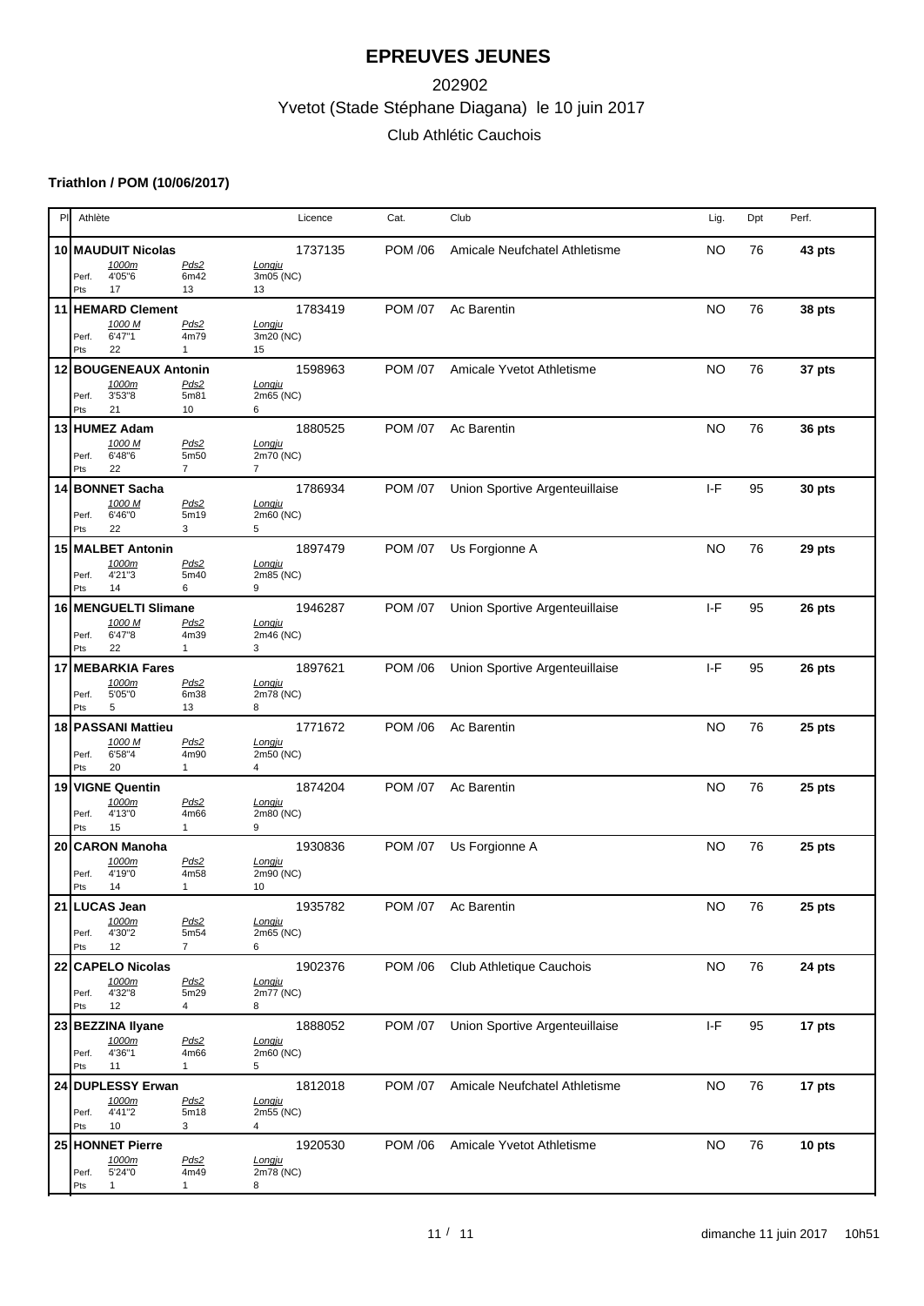# EPREUVES JEUNES

202902

Yvetot (Stade Stéphane Diagana) le 10 juin 2017

Club Athlétic Cauchois

**Triathlon / POM (10/06/2017)**

| Pl | Athlète | Licence | Cat. | Club | Lig. | Dpt | Perf. |
|---|---|---|---|---|---|---|---|
| 10 | **MAUDUIT Nicolas** — 1000m: Perf. 4'05"6, Pts 17 / Pds2: Perf. 6m42, Pts 13 / Longju: Perf. 3m05 (NC), Pts 13 | 1737135 | POM /06 | Amicale Neufchatel Athletisme | NO | 76 | **43 pts** |
| 11 | **HEMARD Clement** — 1000 M: Perf. 6'47"1, Pts 22 / Pds2: Perf. 4m79, Pts 1 / Longju: Perf. 3m20 (NC), Pts 15 | 1783419 | POM /07 | Ac Barentin | NO | 76 | **38 pts** |
| 12 | **BOUGENEAUX Antonin** — 1000m: Perf. 3'53"8, Pts 21 / Pds2: Perf. 5m81, Pts 10 / Longju: Perf. 2m65 (NC), Pts 6 | 1598963 | POM /07 | Amicale Yvetot Athletisme | NO | 76 | **37 pts** |
| 13 | **HUMEZ Adam** — 1000 M: Perf. 6'48"6, Pts 22 / Pds2: Perf. 5m50, Pts 7 / Longju: Perf. 2m70 (NC), Pts 7 | 1880525 | POM /07 | Ac Barentin | NO | 76 | **36 pts** |
| 14 | **BONNET Sacha** — 1000 M: Perf. 6'46"0, Pts 22 / Pds2: Perf. 5m19, Pts 3 / Longju: Perf. 2m60 (NC), Pts 5 | 1786934 | POM /07 | Union Sportive Argenteuillaise | I-F | 95 | **30 pts** |
| 15 | **MALBET Antonin** — 1000m: Perf. 4'21"3, Pts 14 / Pds2: Perf. 5m40, Pts 6 / Longju: Perf. 2m85 (NC), Pts 9 | 1897479 | POM /07 | Us Forgionne A | NO | 76 | **29 pts** |
| 16 | **MENGUELTI Slimane** — 1000 M: Perf. 6'47"8, Pts 22 / Pds2: Perf. 4m39, Pts 1 / Longju: Perf. 2m46 (NC), Pts 3 | 1946287 | POM /07 | Union Sportive Argenteuillaise | I-F | 95 | **26 pts** |
| 17 | **MEBARKIA Fares** — 1000m: Perf. 5'05"0, Pts 5 / Pds2: Perf. 6m38, Pts 13 / Longju: Perf. 2m78 (NC), Pts 8 | 1897621 | POM /06 | Union Sportive Argenteuillaise | I-F | 95 | **26 pts** |
| 18 | **PASSANI Mattieu** — 1000 M: Perf. 6'58"4, Pts 20 / Pds2: Perf. 4m90, Pts 1 / Longju: Perf. 2m50 (NC), Pts 4 | 1771672 | POM /06 | Ac Barentin | NO | 76 | **25 pts** |
| 19 | **VIGNE Quentin** — 1000m: Perf. 4'13"0, Pts 15 / Pds2: Perf. 4m66, Pts 1 / Longju: Perf. 2m80 (NC), Pts 9 | 1874204 | POM /07 | Ac Barentin | NO | 76 | **25 pts** |
| 20 | **CARON Manoha** — 1000m: Perf. 4'19"0, Pts 14 / Pds2: Perf. 4m58, Pts 1 / Longju: Perf. 2m90 (NC), Pts 10 | 1930836 | POM /07 | Us Forgionne A | NO | 76 | **25 pts** |
| 21 | **LUCAS Jean** — 1000m: Perf. 4'30"2, Pts 12 / Pds2: Perf. 5m54, Pts 7 / Longju: Perf. 2m65 (NC), Pts 6 | 1935782 | POM /07 | Ac Barentin | NO | 76 | **25 pts** |
| 22 | **CAPELO Nicolas** — 1000m: Perf. 4'32"8, Pts 12 / Pds2: Perf. 5m29, Pts 4 / Longju: Perf. 2m77 (NC), Pts 8 | 1902376 | POM /06 | Club Athletique Cauchois | NO | 76 | **24 pts** |
| 23 | **BEZZINA Ilyane** — 1000m: Perf. 4'36"1, Pts 11 / Pds2: Perf. 4m66, Pts 1 / Longju: Perf. 2m60 (NC), Pts 5 | 1888052 | POM /07 | Union Sportive Argenteuillaise | I-F | 95 | **17 pts** |
| 24 | **DUPLESSY Erwan** — 1000m: Perf. 4'41"2, Pts 10 / Pds2: Perf. 5m18, Pts 3 / Longju: Perf. 2m55 (NC), Pts 4 | 1812018 | POM /07 | Amicale Neufchatel Athletisme | NO | 76 | **17 pts** |
| 25 | **HONNET Pierre** — 1000m: Perf. 5'24"0, Pts 1 / Pds2: Perf. 4m49, Pts 1 / Longju: Perf. 2m78 (NC), Pts 8 | 1920530 | POM /06 | Amicale Yvetot Athletisme | NO | 76 | **10 pts** |